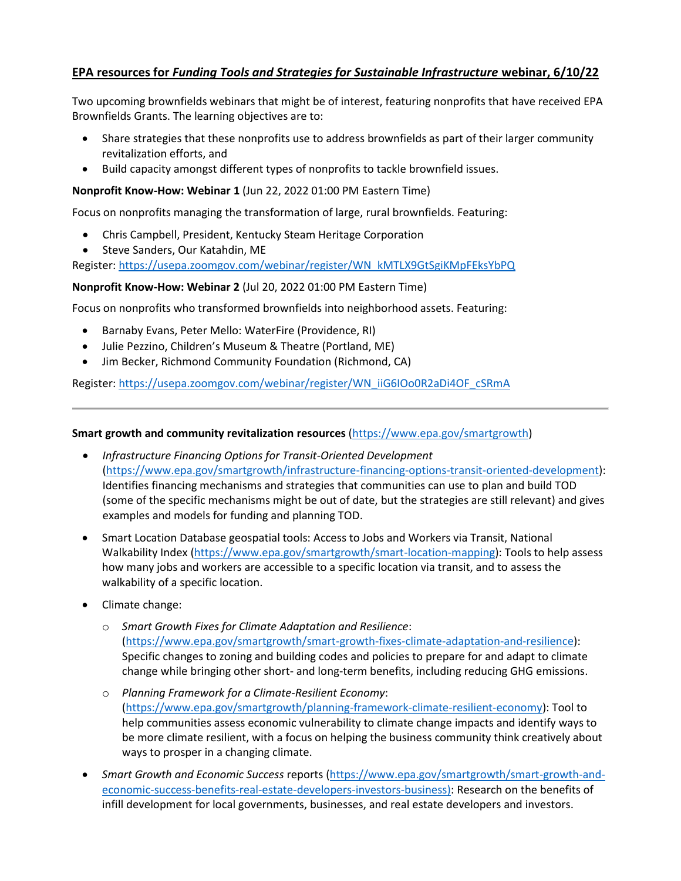## **EPA resources for *Funding Tools and Strategies for Sustainable Infrastructure* webinar, 6/10/22**

Two upcoming brownfields webinars that might be of interest, featuring nonprofits that have received EPA Brownfields Grants. The learning objectives are to:

- Share strategies that these nonprofits use to address brownfields as part of their larger community revitalization efforts, and
- Build capacity amongst different types of nonprofits to tackle brownfield issues.

**Nonprofit Know-How: Webinar 1** (Jun 22, 2022 01:00 PM Eastern Time)

Focus on nonprofits managing the transformation of large, rural brownfields. Featuring:

- Chris Campbell, President, Kentucky Steam Heritage Corporation
- Steve Sanders, Our Katahdin, ME

Register: https://usepa.zoomgov.com/webinar/register/WN_kMTLX9GtSgiKMpFEksYbPQ

**Nonprofit Know-How: Webinar 2** (Jul 20, 2022 01:00 PM Eastern Time)

Focus on nonprofits who transformed brownfields into neighborhood assets. Featuring:

- Barnaby Evans, Peter Mello: WaterFire (Providence, RI)
- Julie Pezzino, Children's Museum & Theatre (Portland, ME)
- Jim Becker, Richmond Community Foundation (Richmond, CA)

Register: https://usepa.zoomgov.com/webinar/register/WN_iiG6IOo0R2aDi4OF_cSRmA

---

**Smart growth and community revitalization resources** (https://www.epa.gov/smartgrowth)

- *Infrastructure Financing Options for Transit-Oriented Development* (https://www.epa.gov/smartgrowth/infrastructure-financing-options-transit-oriented-development): Identifies financing mechanisms and strategies that communities can use to plan and build TOD (some of the specific mechanisms might be out of date, but the strategies are still relevant) and gives examples and models for funding and planning TOD.
- Smart Location Database geospatial tools: Access to Jobs and Workers via Transit, National Walkability Index (https://www.epa.gov/smartgrowth/smart-location-mapping): Tools to help assess how many jobs and workers are accessible to a specific location via transit, and to assess the walkability of a specific location.
- Climate change:
  - *Smart Growth Fixes for Climate Adaptation and Resilience*: (https://www.epa.gov/smartgrowth/smart-growth-fixes-climate-adaptation-and-resilience): Specific changes to zoning and building codes and policies to prepare for and adapt to climate change while bringing other short- and long-term benefits, including reducing GHG emissions.
  - *Planning Framework for a Climate-Resilient Economy*: (https://www.epa.gov/smartgrowth/planning-framework-climate-resilient-economy): Tool to help communities assess economic vulnerability to climate change impacts and identify ways to be more climate resilient, with a focus on helping the business community think creatively about ways to prosper in a changing climate.
- *Smart Growth and Economic Success* reports (https://www.epa.gov/smartgrowth/smart-growth-and-economic-success-benefits-real-estate-developers-investors-business): Research on the benefits of infill development for local governments, businesses, and real estate developers and investors.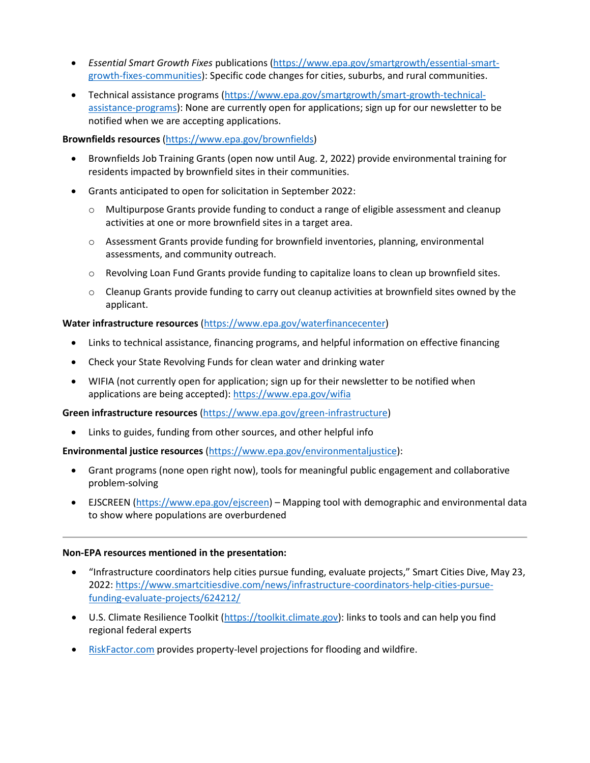- *Essential Smart Growth Fixes* publications (https://www.epa.gov/smartgrowth/essential-smart-growth-fixes-communities): Specific code changes for cities, suburbs, and rural communities.
- Technical assistance programs (https://www.epa.gov/smartgrowth/smart-growth-technical-assistance-programs): None are currently open for applications; sign up for our newsletter to be notified when we are accepting applications.

**Brownfields resources** (https://www.epa.gov/brownfields)

- Brownfields Job Training Grants (open now until Aug. 2, 2022) provide environmental training for residents impacted by brownfield sites in their communities.
- Grants anticipated to open for solicitation in September 2022:
  - Multipurpose Grants provide funding to conduct a range of eligible assessment and cleanup activities at one or more brownfield sites in a target area.
  - Assessment Grants provide funding for brownfield inventories, planning, environmental assessments, and community outreach.
  - Revolving Loan Fund Grants provide funding to capitalize loans to clean up brownfield sites.
  - Cleanup Grants provide funding to carry out cleanup activities at brownfield sites owned by the applicant.

**Water infrastructure resources** (https://www.epa.gov/waterfinancecenter)

- Links to technical assistance, financing programs, and helpful information on effective financing
- Check your State Revolving Funds for clean water and drinking water
- WIFIA (not currently open for application; sign up for their newsletter to be notified when applications are being accepted): https://www.epa.gov/wifia

**Green infrastructure resources** (https://www.epa.gov/green-infrastructure)

- Links to guides, funding from other sources, and other helpful info

**Environmental justice resources** (https://www.epa.gov/environmentaljustice):

- Grant programs (none open right now), tools for meaningful public engagement and collaborative problem-solving
- EJSCREEN (https://www.epa.gov/ejscreen) – Mapping tool with demographic and environmental data to show where populations are overburdened

---

**Non-EPA resources mentioned in the presentation:**

- "Infrastructure coordinators help cities pursue funding, evaluate projects," Smart Cities Dive, May 23, 2022: https://www.smartcitiesdive.com/news/infrastructure-coordinators-help-cities-pursue-funding-evaluate-projects/624212/
- U.S. Climate Resilience Toolkit (https://toolkit.climate.gov): links to tools and can help you find regional federal experts
- RiskFactor.com provides property-level projections for flooding and wildfire.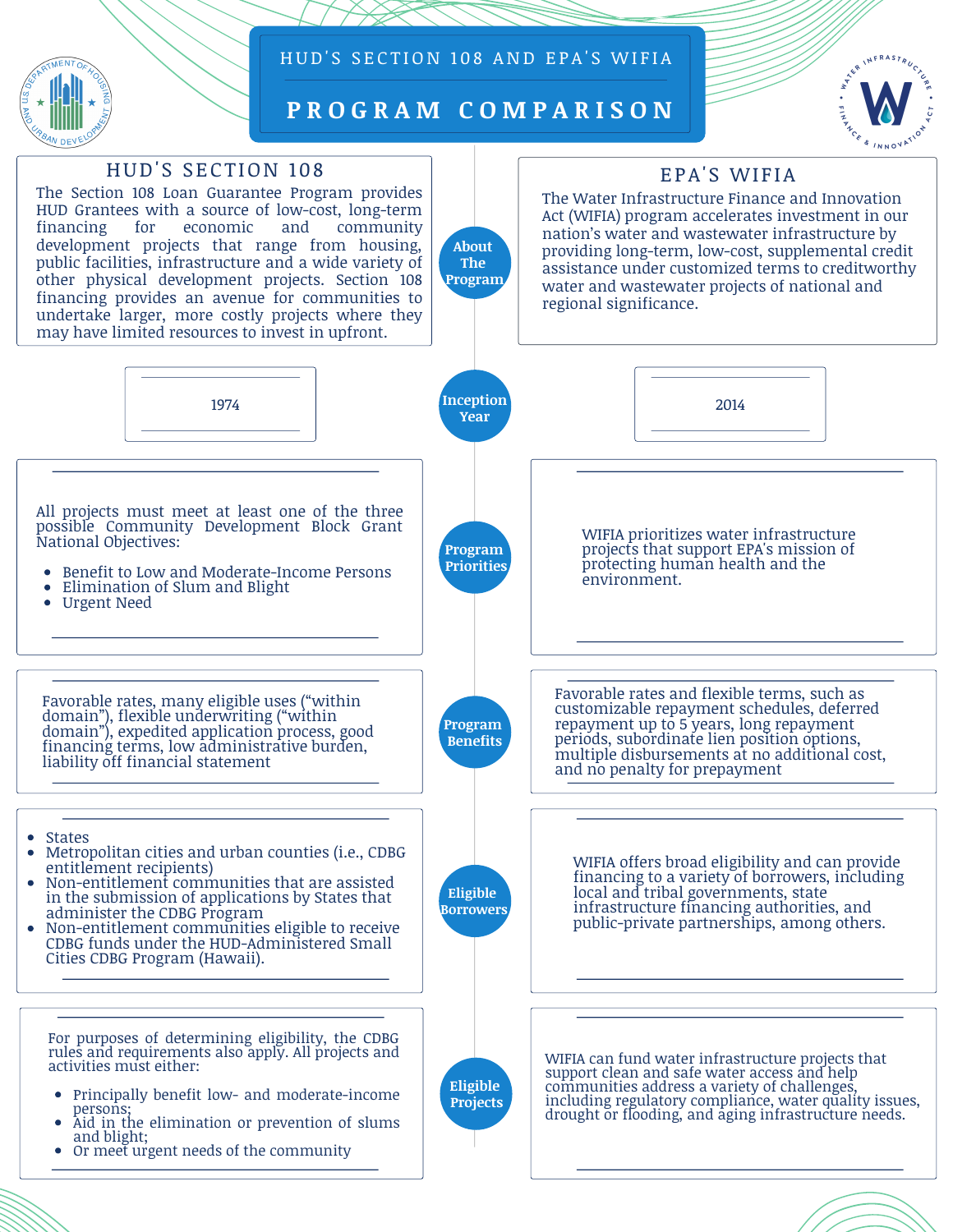# HUD'S SECTION 108 AND EPA'S WIFIA

## PROGRAM COMPARISON

| | HUD'S SECTION 108 | EPA'S WIFIA |
|---|---|---|
| **About The Program** | The Section 108 Loan Guarantee Program provides HUD Grantees with a source of low-cost, long-term financing for economic and community development projects that range from housing, public facilities, infrastructure and a wide variety of other physical development projects. Section 108 financing provides an avenue for communities to undertake larger, more costly projects where they may have limited resources to invest in upfront. | The Water Infrastructure Finance and Innovation Act (WIFIA) program accelerates investment in our nation's water and wastewater infrastructure by providing long-term, low-cost, supplemental credit assistance under customized terms to creditworthy water and wastewater projects of national and regional significance. |
| **Inception Year** | 1974 | 2014 |
| **Program Priorities** | All projects must meet at least one of the three possible Community Development Block Grant National Objectives:<br>• Benefit to Low and Moderate-Income Persons<br>• Elimination of Slum and Blight<br>• Urgent Need | WIFIA prioritizes water infrastructure projects that support EPA's mission of protecting human health and the environment. |
| **Program Benefits** | Favorable rates, many eligible uses ("within domain"), flexible underwriting ("within domain"), expedited application process, good financing terms, low administrative burden, liability off financial statement | Favorable rates and flexible terms, such as customizable repayment schedules, deferred repayment up to 5 years, long repayment periods, subordinate lien position options, multiple disbursements at no additional cost, and no penalty for prepayment |
| **Eligible Borrowers** | • States<br>• Metropolitan cities and urban counties (i.e., CDBG entitlement recipients)<br>• Non-entitlement communities that are assisted in the submission of applications by States that administer the CDBG Program<br>• Non-entitlement communities eligible to receive CDBG funds under the HUD-Administered Small Cities CDBG Program (Hawaii). | WIFIA offers broad eligibility and can provide financing to a variety of borrowers, including local and tribal governments, state infrastructure financing authorities, and public-private partnerships, among others. |
| **Eligible Projects** | For purposes of determining eligibility, the CDBG rules and requirements also apply. All projects and activities must either:<br>• Principally benefit low- and moderate-income persons;<br>• Aid in the elimination or prevention of slums and blight;<br>• Or meet urgent needs of the community | WIFIA can fund water infrastructure projects that support clean and safe water access and help communities address a variety of challenges, including regulatory compliance, water quality issues, drought or flooding, and aging infrastructure needs. |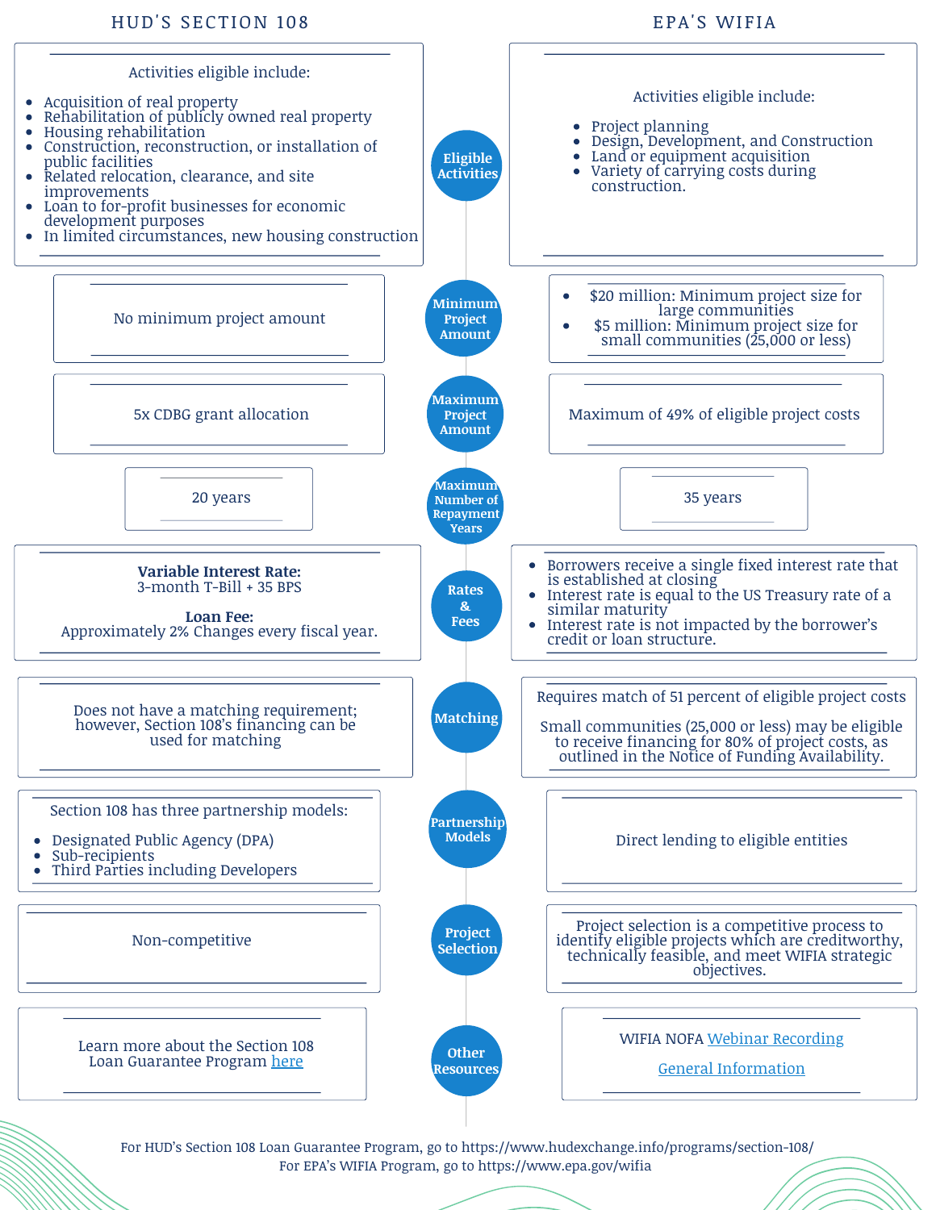| | HUD'S SECTION 108 | EPA'S WIFIA |
| --- | --- | --- |
| **Eligible Activities** | Activities eligible include:<br>• Acquisition of real property<br>• Rehabilitation of publicly owned real property<br>• Housing rehabilitation<br>• Construction, reconstruction, or installation of public facilities<br>• Related relocation, clearance, and site improvements<br>• Loan to for-profit businesses for economic development purposes<br>• In limited circumstances, new housing construction | Activities eligible include:<br>• Project planning<br>• Design, Development, and Construction<br>• Land or equipment acquisition<br>• Variety of carrying costs during construction. |
| **Minimum Project Amount** | No minimum project amount | • $20 million: Minimum project size for large communities<br>• $5 million: Minimum project size for small communities (25,000 or less) |
| **Maximum Project Amount** | 5x CDBG grant allocation | Maximum of 49% of eligible project costs |
| **Maximum Number of Repayment Years** | 20 years | 35 years |
| **Rates & Fees** | **Variable Interest Rate:** 3-month T-Bill + 35 BPS<br><br>**Loan Fee:** Approximately 2% Changes every fiscal year. | • Borrowers receive a single fixed interest rate that is established at closing<br>• Interest rate is equal to the US Treasury rate of a similar maturity<br>• Interest rate is not impacted by the borrower's credit or loan structure. |
| **Matching** | Does not have a matching requirement; however, Section 108's financing can be used for matching | Requires match of 51 percent of eligible project costs<br><br>Small communities (25,000 or less) may be eligible to receive financing for 80% of project costs, as outlined in the Notice of Funding Availability. |
| **Partnership Models** | Section 108 has three partnership models:<br>• Designated Public Agency (DPA)<br>• Sub-recipients<br>• Third Parties including Developers | Direct lending to eligible entities |
| **Project Selection** | Non-competitive | Project selection is a competitive process to identify eligible projects which are creditworthy, technically feasible, and meet WIFIA strategic objectives. |
| **Other Resources** | Learn more about the Section 108 Loan Guarantee Program here | WIFIA NOFA Webinar Recording<br><br>General Information |

For HUD's Section 108 Loan Guarantee Program, go to https://www.hudexchange.info/programs/section-108/
For EPA's WIFIA Program, go to https://www.epa.gov/wifia